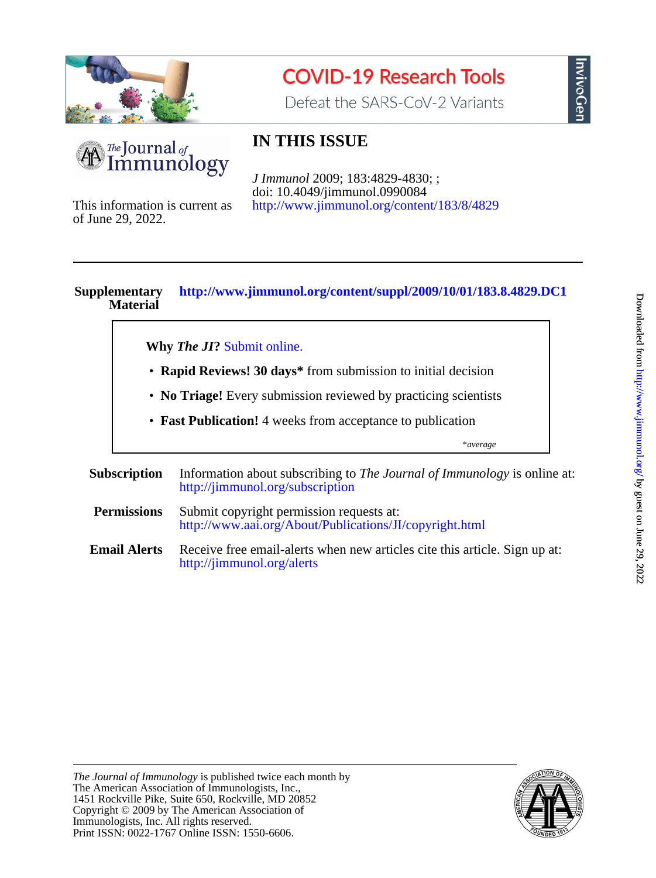COVID-19 Research Tools

Defeat the SARS-CoV-2 Variants

InvivoGen

The Journal of Immunology

# IN THIS ISSUE

*J Immunol* 2009; 183:4829-4830; ;
doi: 10.4049/jimmunol.0990084
http://www.jimmunol.org/content/183/8/4829

This information is current as of June 29, 2022.

---

**Supplementary Material** **http://www.jimmunol.org/content/suppl/2009/10/01/183.8.4829.DC1**

**Why *The JI*?** Submit online.

- **Rapid Reviews! 30 days*** from submission to initial decision
- **No Triage!** Every submission reviewed by practicing scientists
- **Fast Publication!** 4 weeks from acceptance to publication

*\*average*

**Subscription** Information about subscribing to *The Journal of Immunology* is online at: http://jimmunol.org/subscription

**Permissions** Submit copyright permission requests at: http://www.aai.org/About/Publications/JI/copyright.html

**Email Alerts** Receive free email-alerts when new articles cite this article. Sign up at: http://jimmunol.org/alerts

---

*The Journal of Immunology* is published twice each month by
The American Association of Immunologists, Inc.,
1451 Rockville Pike, Suite 650, Rockville, MD 20852
Copyright © 2009 by The American Association of
Immunologists, Inc. All rights reserved.
Print ISSN: 0022-1767 Online ISSN: 1550-6606.

Downloaded from http://www.jimmunol.org/ by guest on June 29, 2022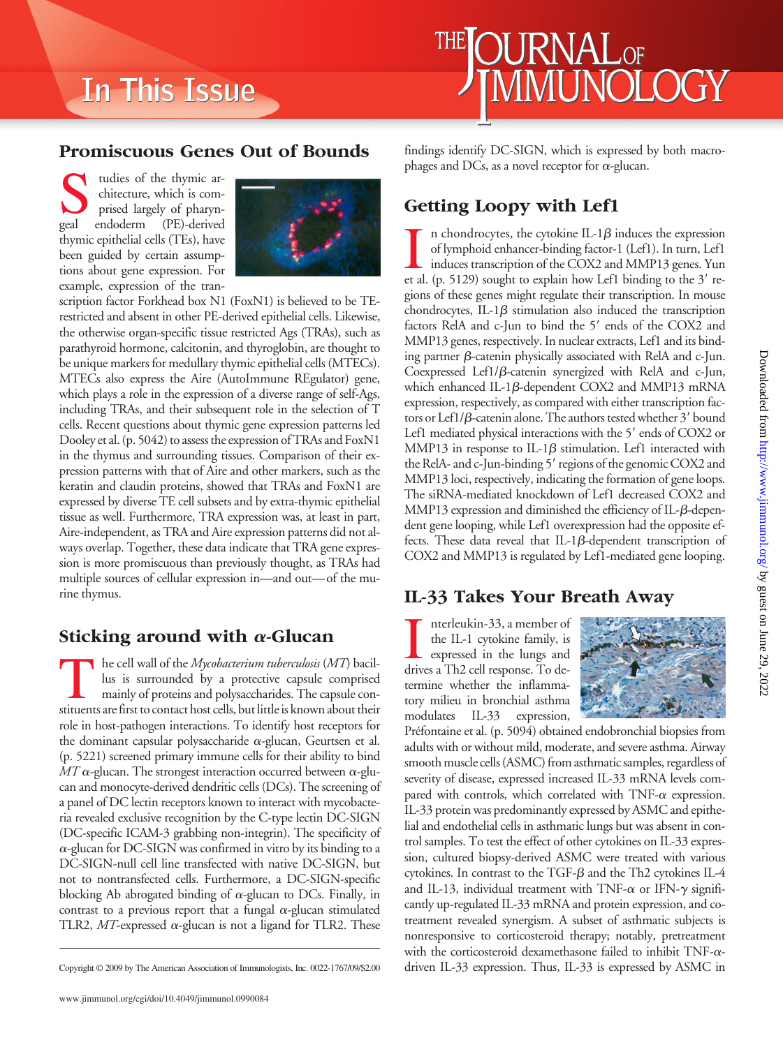## Promiscuous Genes Out of Bounds

Studies of the thymic architecture, which is comprised largely of pharyngeal endoderm (PE)-derived thymic epithelial cells (TEs), have been guided by certain assumptions about gene expression. For example, expression of the transcription factor Forkhead box N1 (FoxN1) is believed to be TE-restricted and absent in other PE-derived epithelial cells. Likewise, the otherwise organ-specific tissue restricted Ags (TRAs), such as parathyroid hormone, calcitonin, and thyroglobin, are thought to be unique markers for medullary thymic epithelial cells (MTECs). MTECs also express the Aire (AutoImmune REgulator) gene, which plays a role in the expression of a diverse range of self-Ags, including TRAs, and their subsequent role in the selection of T cells. Recent questions about thymic gene expression patterns led Dooley et al. (p. 5042) to assess the expression of TRAs and FoxN1 in the thymus and surrounding tissues. Comparison of their expression patterns with that of Aire and other markers, such as the keratin and claudin proteins, showed that TRAs and FoxN1 are expressed by diverse TE cell subsets and by extra-thymic epithelial tissue as well. Furthermore, TRA expression was, at least in part, Aire-independent, as TRA and Aire expression patterns did not always overlap. Together, these data indicate that TRA gene expression is more promiscuous than previously thought, as TRAs had multiple sources of cellular expression in—and out—of the murine thymus.

## Sticking around with α-Glucan

The cell wall of the *Mycobacterium tuberculosis* (*MT*) bacillus is surrounded by a protective capsule comprised mainly of proteins and polysaccharides. The capsule constituents are first to contact host cells, but little is known about their role in host-pathogen interactions. To identify host receptors for the dominant capsular polysaccharide α-glucan, Geurtsen et al. (p. 5221) screened primary immune cells for their ability to bind *MT* α-glucan. The strongest interaction occurred between α-glucan and monocyte-derived dendritic cells (DCs). The screening of a panel of DC lectin receptors known to interact with mycobacteria revealed exclusive recognition by the C-type lectin DC-SIGN (DC-specific ICAM-3 grabbing non-integrin). The specificity of α-glucan for DC-SIGN was confirmed in vitro by its binding to a DC-SIGN-null cell line transfected with native DC-SIGN, but not to nontransfected cells. Furthermore, a DC-SIGN-specific blocking Ab abrogated binding of α-glucan to DCs. Finally, in contrast to a previous report that a fungal α-glucan stimulated TLR2, *MT*-expressed α-glucan is not a ligand for TLR2. These findings identify DC-SIGN, which is expressed by both macrophages and DCs, as a novel receptor for α-glucan.

## Getting Loopy with Lef1

In chondrocytes, the cytokine IL-1β induces the expression of lymphoid enhancer-binding factor-1 (Lef1). In turn, Lef1 induces transcription of the COX2 and MMP13 genes. Yun et al. (p. 5129) sought to explain how Lef1 binding to the 3′ regions of these genes might regulate their transcription. In mouse chondrocytes, IL-1β stimulation also induced the transcription factors RelA and c-Jun to bind the 5′ ends of the COX2 and MMP13 genes, respectively. In nuclear extracts, Lef1 and its binding partner β-catenin physically associated with RelA and c-Jun. Coexpressed Lef1/β-catenin synergized with RelA and c-Jun, which enhanced IL-1β-dependent COX2 and MMP13 mRNA expression, respectively, as compared with either transcription factors or Lef1/β-catenin alone. The authors tested whether 3′ bound Lef1 mediated physical interactions with the 5′ ends of COX2 or MMP13 in response to IL-1β stimulation. Lef1 interacted with the RelA- and c-Jun-binding 5′ regions of the genomic COX2 and MMP13 loci, respectively, indicating the formation of gene loops. The siRNA-mediated knockdown of Lef1 decreased COX2 and MMP13 expression and diminished the efficiency of IL-β-dependent gene looping, while Lef1 overexpression had the opposite effects. These data reveal that IL-1β-dependent transcription of COX2 and MMP13 is regulated by Lef1-mediated gene looping.

## IL-33 Takes Your Breath Away

Interleukin-33, a member of the IL-1 cytokine family, is expressed in the lungs and drives a Th2 cell response. To determine whether the inflammatory milieu in bronchial asthma modulates IL-33 expression, Préfontaine et al. (p. 5094) obtained endobronchial biopsies from adults with or without mild, moderate, and severe asthma. Airway smooth muscle cells (ASMC) from asthmatic samples, regardless of severity of disease, expressed increased IL-33 mRNA levels compared with controls, which correlated with TNF-α expression. IL-33 protein was predominantly expressed by ASMC and epithelial and endothelial cells in asthmatic lungs but was absent in control samples. To test the effect of other cytokines on IL-33 expression, cultured biopsy-derived ASMC were treated with various cytokines. In contrast to the TGF-β and the Th2 cytokines IL-4 and IL-13, individual treatment with TNF-α or IFN-γ significantly up-regulated IL-33 mRNA and protein expression, and cotreatment revealed synergism. A subset of asthmatic subjects is nonresponsive to corticosteroid therapy; notably, pretreatment with the corticosteroid dexamethasone failed to inhibit TNF-α-driven IL-33 expression. Thus, IL-33 is expressed by ASMC in

Copyright © 2009 by The American Association of Immunologists, Inc. 0022-1767/09/$2.00

www.jimmunol.org/cgi/doi/10.4049/jimmunol.0990084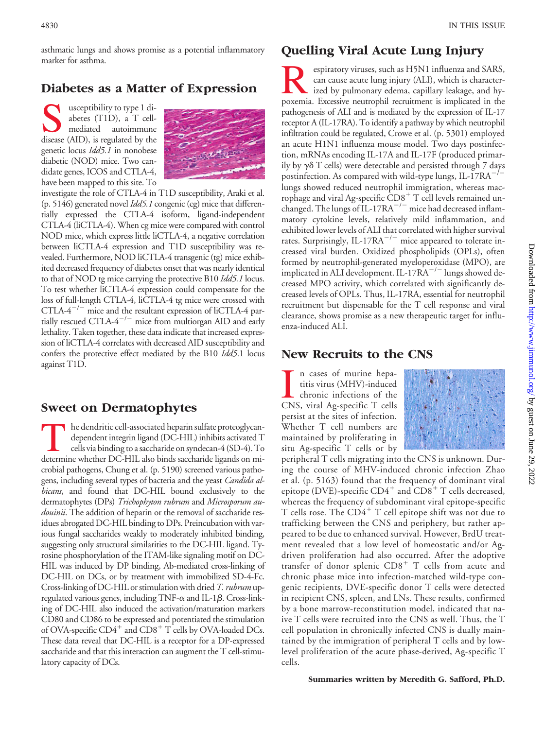asthmatic lungs and shows promise as a potential inflammatory marker for asthma.

## Diabetes as a Matter of Expression

Susceptibility to type 1 diabetes (T1D), a T cell-mediated autoimmune disease (AID), is regulated by the genetic locus *Idd5.1* in nonobese diabetic (NOD) mice. Two candidate genes, ICOS and CTLA-4, have been mapped to this site. To investigate the role of CTLA-4 in T1D susceptibility, Araki et al. (p. 5146) generated novel *Idd5.1* congenic (cg) mice that differentially expressed the CTLA-4 isoform, ligand-independent CTLA-4 (liCTLA-4). When cg mice were compared with control NOD mice, which express little liCTLA-4, a negative correlation between liCTLA-4 expression and T1D susceptibility was revealed. Furthermore, NOD liCTLA-4 transgenic (tg) mice exhibited decreased frequency of diabetes onset that was nearly identical to that of NOD tg mice carrying the protective B10 *Idd5.1* locus. To test whether liCTLA-4 expression could compensate for the loss of full-length CTLA-4, liCTLA-4 tg mice were crossed with CTLA-$4^{-/-}$ mice and the resultant expression of liCTLA-4 partially rescued CTLA-$4^{-/-}$ mice from multiorgan AID and early lethality. Taken together, these data indicate that increased expression of liCTLA-4 correlates with decreased AID susceptibility and confers the protective effect mediated by the B10 *Idd5*.1 locus against T1D.

## Sweet on Dermatophytes

The dendritic cell-associated heparin sulfate proteoglycan-dependent integrin ligand (DC-HIL) inhibits activated T cells via binding to a saccharide on syndecan-4 (SD-4). To determine whether DC-HIL also binds saccharide ligands on microbial pathogens, Chung et al. (p. 5190) screened various pathogens, including several types of bacteria and the yeast *Candida albicans*, and found that DC-HIL bound exclusively to the dermatophytes (DPs) *Trichophyton rubrum* and *Microsporum audouinii*. The addition of heparin or the removal of saccharide residues abrogated DC-HIL binding to DPs. Preincubation with various fungal saccharides weakly to moderately inhibited binding, suggesting only structural similarities to the DC-HIL ligand. Tyrosine phosphorylation of the ITAM-like signaling motif on DC-HIL was induced by DP binding, Ab-mediated cross-linking of DC-HIL on DCs, or by treatment with immobilized SD-4-Fc. Cross-linking of DC-HIL or stimulation with dried *T. rubrum* upregulated various genes, including TNF-$\alpha$ and IL-1$\beta$. Cross-linking of DC-HIL also induced the activation/maturation markers CD80 and CD86 to be expressed and potentiated the stimulation of OVA-specific $CD4^+$ and $CD8^+$ T cells by OVA-loaded DCs. These data reveal that DC-HIL is a receptor for a DP-expressed saccharide and that this interaction can augment the T cell-stimulatory capacity of DCs.

## Quelling Viral Acute Lung Injury

Respiratory viruses, such as H5N1 influenza and SARS, can cause acute lung injury (ALI), which is characterized by pulmonary edema, capillary leakage, and hypoxemia. Excessive neutrophil recruitment is implicated in the pathogenesis of ALI and is mediated by the expression of IL-17 receptor A (IL-17RA). To identify a pathway by which neutrophil infiltration could be regulated, Crowe et al. (p. 5301) employed an acute H1N1 influenza mouse model. Two days postinfection, mRNAs encoding IL-17A and IL-17F (produced primarily by $\gamma\delta$ T cells) were detectable and persisted through 7 days postinfection. As compared with wild-type lungs, IL-17RA$^{-/-}$ lungs showed reduced neutrophil immigration, whereas macrophage and viral Ag-specific $CD8^+$ T cell levels remained unchanged. The lungs of IL-17RA$^{-/-}$ mice had decreased inflammatory cytokine levels, relatively mild inflammation, and exhibited lower levels of ALI that correlated with higher survival rates. Surprisingly, IL-17RA$^{-/-}$ mice appeared to tolerate increased viral burden. Oxidized phospholipids (OPLs), often formed by neutrophil-generated myeloperoxidase (MPO), are implicated in ALI development. IL-17RA$^{-/-}$ lungs showed decreased MPO activity, which correlated with significantly decreased levels of OPLs. Thus, IL-17RA, essential for neutrophil recruitment but dispensable for the T cell response and viral clearance, shows promise as a new therapeutic target for influenza-induced ALI.

## New Recruits to the CNS

In cases of murine hepatitis virus (MHV)-induced chronic infections of the CNS, viral Ag-specific T cells persist at the sites of infection. Whether T cell numbers are maintained by proliferating in situ Ag-specific T cells or by peripheral T cells migrating into the CNS is unknown. During the course of MHV-induced chronic infection Zhao et al. (p. 5163) found that the frequency of dominant viral epitope (DVE)-specific $CD4^+$ and $CD8^+$ T cells decreased, whereas the frequency of subdominant viral epitope-specific T cells rose. The $CD4^+$ T cell epitope shift was not due to trafficking between the CNS and periphery, but rather appeared to be due to enhanced survival. However, BrdU treatment revealed that a low level of homeostatic and/or Ag-driven proliferation had also occurred. After the adoptive transfer of donor splenic $CD8^+$ T cells from acute and chronic phase mice into infection-matched wild-type congenic recipients, DVE-specific donor T cells were detected in recipient CNS, spleen, and LNs. These results, confirmed by a bone marrow-reconstitution model, indicated that naive T cells were recruited into the CNS as well. Thus, the T cell population in chronically infected CNS is dually maintained by the immigration of peripheral T cells and by low-level proliferation of the acute phase-derived, Ag-specific T cells.

**Summaries written by Meredith G. Safford, Ph.D.**